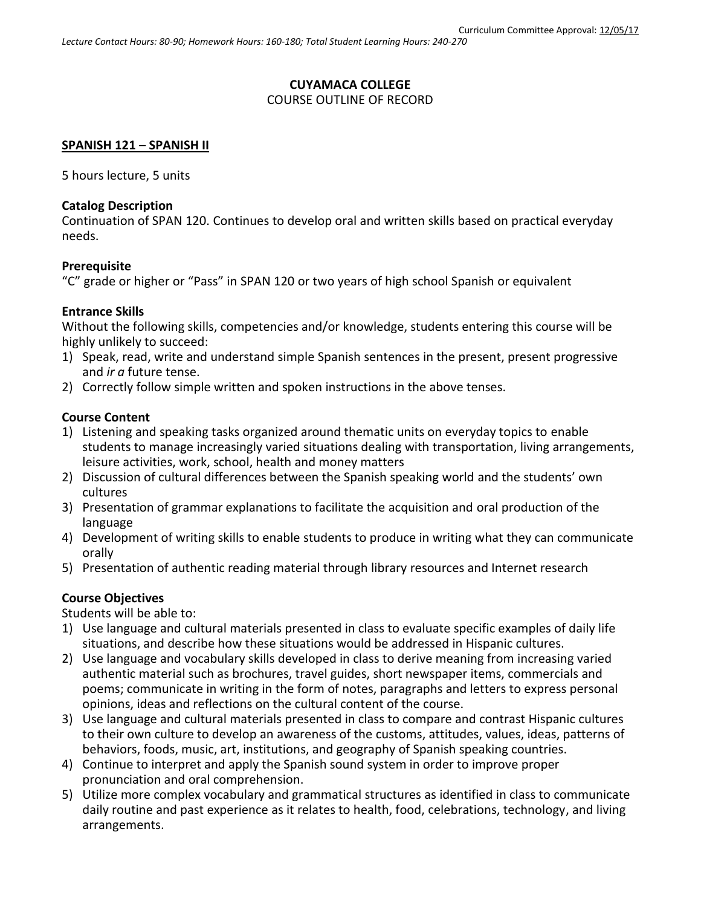Curriculum Committee Approval: 12/05/17

*Lecture Contact Hours: 80-90; Homework Hours: 160-180; Total Student Learning Hours: 240-270*

**CUYAMACA COLLEGE**

COURSE OUTLINE OF RECORD

**SPANISH 121 – SPANISH II**

5 hours lecture, 5 units

**Catalog Description**

Continuation of SPAN 120. Continues to develop oral and written skills based on practical everyday needs.

**Prerequisite**

"C" grade or higher or "Pass" in SPAN 120 or two years of high school Spanish or equivalent

**Entrance Skills**

Without the following skills, competencies and/or knowledge, students entering this course will be highly unlikely to succeed:

1) Speak, read, write and understand simple Spanish sentences in the present, present progressive and *ir a* future tense.
2) Correctly follow simple written and spoken instructions in the above tenses.

**Course Content**

1) Listening and speaking tasks organized around thematic units on everyday topics to enable students to manage increasingly varied situations dealing with transportation, living arrangements, leisure activities, work, school, health and money matters
2) Discussion of cultural differences between the Spanish speaking world and the students' own cultures
3) Presentation of grammar explanations to facilitate the acquisition and oral production of the language
4) Development of writing skills to enable students to produce in writing what they can communicate orally
5) Presentation of authentic reading material through library resources and Internet research

**Course Objectives**

Students will be able to:

1) Use language and cultural materials presented in class to evaluate specific examples of daily life situations, and describe how these situations would be addressed in Hispanic cultures.
2) Use language and vocabulary skills developed in class to derive meaning from increasing varied authentic material such as brochures, travel guides, short newspaper items, commercials and poems; communicate in writing in the form of notes, paragraphs and letters to express personal opinions, ideas and reflections on the cultural content of the course.
3) Use language and cultural materials presented in class to compare and contrast Hispanic cultures to their own culture to develop an awareness of the customs, attitudes, values, ideas, patterns of behaviors, foods, music, art, institutions, and geography of Spanish speaking countries.
4) Continue to interpret and apply the Spanish sound system in order to improve proper pronunciation and oral comprehension.
5) Utilize more complex vocabulary and grammatical structures as identified in class to communicate daily routine and past experience as it relates to health, food, celebrations, technology, and living arrangements.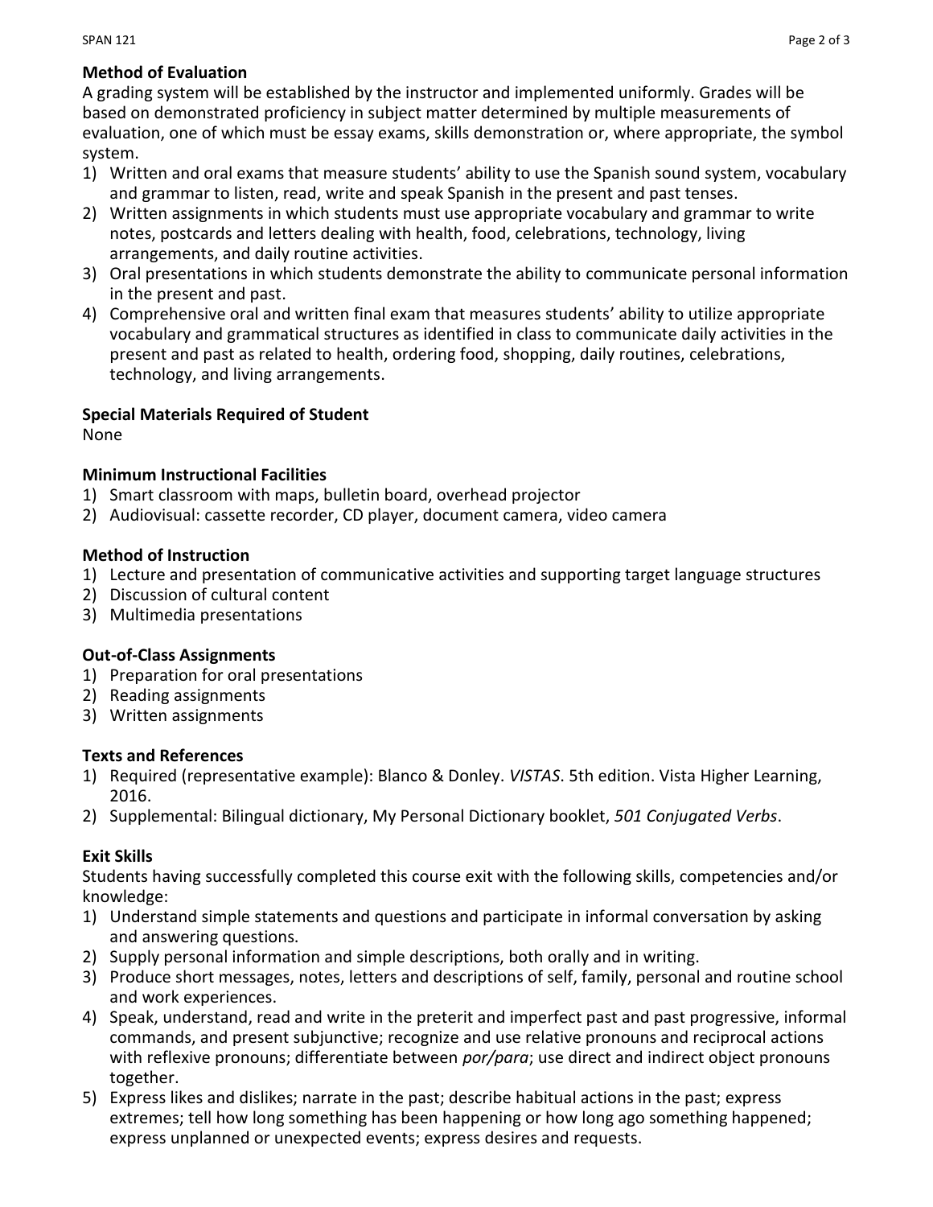## Method of Evaluation

A grading system will be established by the instructor and implemented uniformly. Grades will be based on demonstrated proficiency in subject matter determined by multiple measurements of evaluation, one of which must be essay exams, skills demonstration or, where appropriate, the symbol system.

1) Written and oral exams that measure students' ability to use the Spanish sound system, vocabulary and grammar to listen, read, write and speak Spanish in the present and past tenses.
2) Written assignments in which students must use appropriate vocabulary and grammar to write notes, postcards and letters dealing with health, food, celebrations, technology, living arrangements, and daily routine activities.
3) Oral presentations in which students demonstrate the ability to communicate personal information in the present and past.
4) Comprehensive oral and written final exam that measures students' ability to utilize appropriate vocabulary and grammatical structures as identified in class to communicate daily activities in the present and past as related to health, ordering food, shopping, daily routines, celebrations, technology, and living arrangements.

## Special Materials Required of Student

None

## Minimum Instructional Facilities

1) Smart classroom with maps, bulletin board, overhead projector
2) Audiovisual: cassette recorder, CD player, document camera, video camera

## Method of Instruction

1) Lecture and presentation of communicative activities and supporting target language structures
2) Discussion of cultural content
3) Multimedia presentations

## Out-of-Class Assignments

1) Preparation for oral presentations
2) Reading assignments
3) Written assignments

## Texts and References

1) Required (representative example): Blanco & Donley. *VISTAS*. 5th edition. Vista Higher Learning, 2016.
2) Supplemental: Bilingual dictionary, My Personal Dictionary booklet, *501 Conjugated Verbs*.

## Exit Skills

Students having successfully completed this course exit with the following skills, competencies and/or knowledge:

1) Understand simple statements and questions and participate in informal conversation by asking and answering questions.
2) Supply personal information and simple descriptions, both orally and in writing.
3) Produce short messages, notes, letters and descriptions of self, family, personal and routine school and work experiences.
4) Speak, understand, read and write in the preterit and imperfect past and past progressive, informal commands, and present subjunctive; recognize and use relative pronouns and reciprocal actions with reflexive pronouns; differentiate between *por/para*; use direct and indirect object pronouns together.
5) Express likes and dislikes; narrate in the past; describe habitual actions in the past; express extremes; tell how long something has been happening or how long ago something happened; express unplanned or unexpected events; express desires and requests.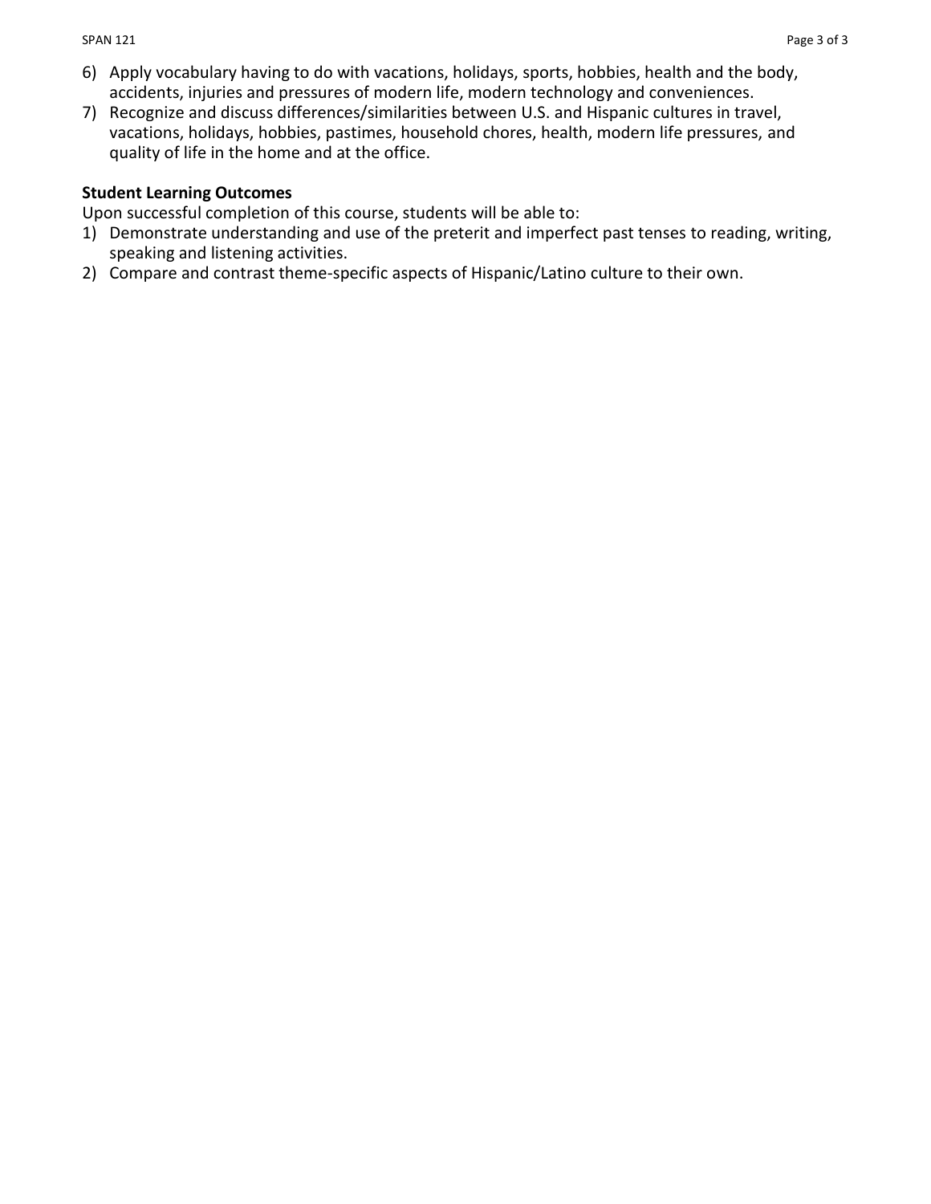6) Apply vocabulary having to do with vacations, holidays, sports, hobbies, health and the body, accidents, injuries and pressures of modern life, modern technology and conveniences.
7) Recognize and discuss differences/similarities between U.S. and Hispanic cultures in travel, vacations, holidays, hobbies, pastimes, household chores, health, modern life pressures, and quality of life in the home and at the office.

**Student Learning Outcomes**

Upon successful completion of this course, students will be able to:

1) Demonstrate understanding and use of the preterit and imperfect past tenses to reading, writing, speaking and listening activities.
2) Compare and contrast theme-specific aspects of Hispanic/Latino culture to their own.